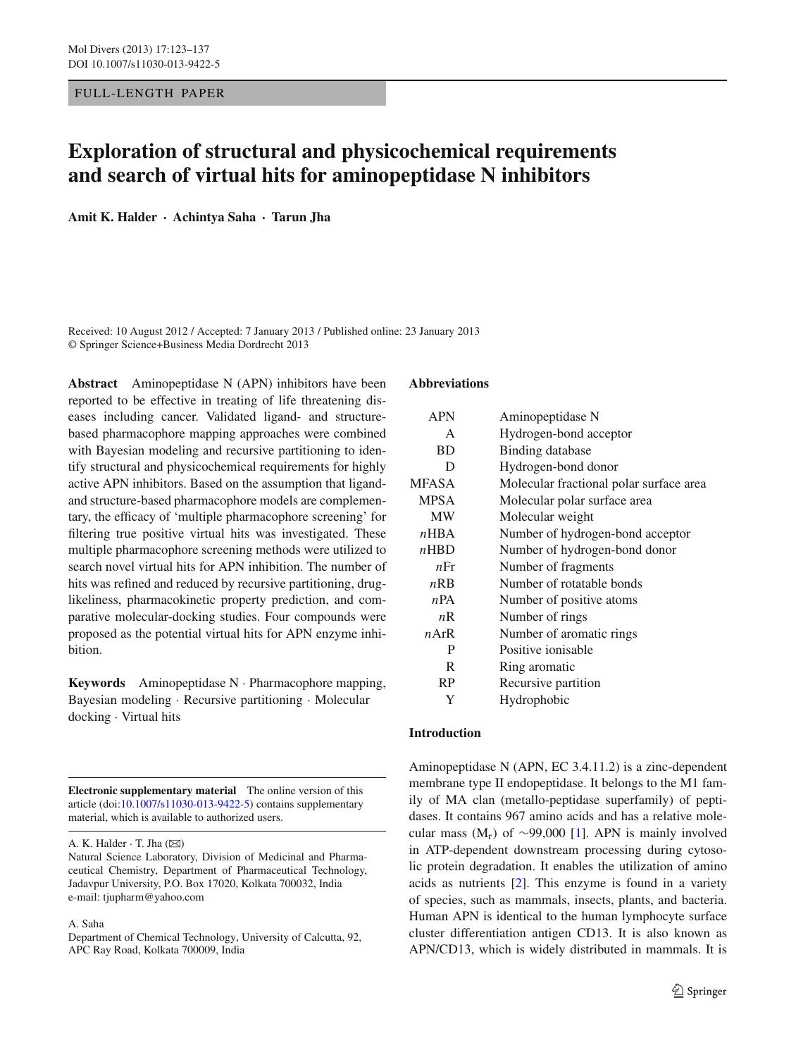FULL-LENGTH PAPER

# Exploration of structural and physicochemical requirements and search of virtual hits for aminopeptidase N inhibitors

**Amit K. Halder · Achintya Saha · Tarun Jha**

Received: 10 August 2012 / Accepted: 7 January 2013 / Published online: 23 January 2013
© Springer Science+Business Media Dordrecht 2013

**Abstract** Aminopeptidase N (APN) inhibitors have been reported to be effective in treating of life threatening diseases including cancer. Validated ligand- and structure-based pharmacophore mapping approaches were combined with Bayesian modeling and recursive partitioning to identify structural and physicochemical requirements for highly active APN inhibitors. Based on the assumption that ligand- and structure-based pharmacophore models are complementary, the efficacy of 'multiple pharmacophore screening' for filtering true positive virtual hits was investigated. These multiple pharmacophore screening methods were utilized to search novel virtual hits for APN inhibition. The number of hits was refined and reduced by recursive partitioning, drug-likeliness, pharmacokinetic property prediction, and comparative molecular-docking studies. Four compounds were proposed as the potential virtual hits for APN enzyme inhibition.

**Keywords** Aminopeptidase N · Pharmacophore mapping, Bayesian modeling · Recursive partitioning · Molecular docking · Virtual hits

**Electronic supplementary material** The online version of this article (doi:10.1007/s11030-013-9422-5) contains supplementary material, which is available to authorized users.

A. K. Halder · T. Jha (✉)
Natural Science Laboratory, Division of Medicinal and Pharmaceutical Chemistry, Department of Pharmaceutical Technology, Jadavpur University, P.O. Box 17020, Kolkata 700032, India
e-mail: tjupharm@yahoo.com

A. Saha
Department of Chemical Technology, University of Calcutta, 92, APC Ray Road, Kolkata 700009, India

**Abbreviations**

| | |
|---|---|
| APN | Aminopeptidase N |
| A | Hydrogen-bond acceptor |
| BD | Binding database |
| D | Hydrogen-bond donor |
| MFASA | Molecular fractional polar surface area |
| MPSA | Molecular polar surface area |
| MW | Molecular weight |
| *n*HBA | Number of hydrogen-bond acceptor |
| *n*HBD | Number of hydrogen-bond donor |
| *n*Fr | Number of fragments |
| *n*RB | Number of rotatable bonds |
| *n*PA | Number of positive atoms |
| *n*R | Number of rings |
| *n*ArR | Number of aromatic rings |
| P | Positive ionisable |
| R | Ring aromatic |
| RP | Recursive partition |
| Y | Hydrophobic |

## Introduction

Aminopeptidase N (APN, EC 3.4.11.2) is a zinc-dependent membrane type II endopeptidase. It belongs to the M1 family of MA clan (metallo-peptidase superfamily) of peptidases. It contains 967 amino acids and has a relative molecular mass ($M_r$) of ~99,000 [1]. APN is mainly involved in ATP-dependent downstream processing during cytosolic protein degradation. It enables the utilization of amino acids as nutrients [2]. This enzyme is found in a variety of species, such as mammals, insects, plants, and bacteria. Human APN is identical to the human lymphocyte surface cluster differentiation antigen CD13. It is also known as APN/CD13, which is widely distributed in mammals. It is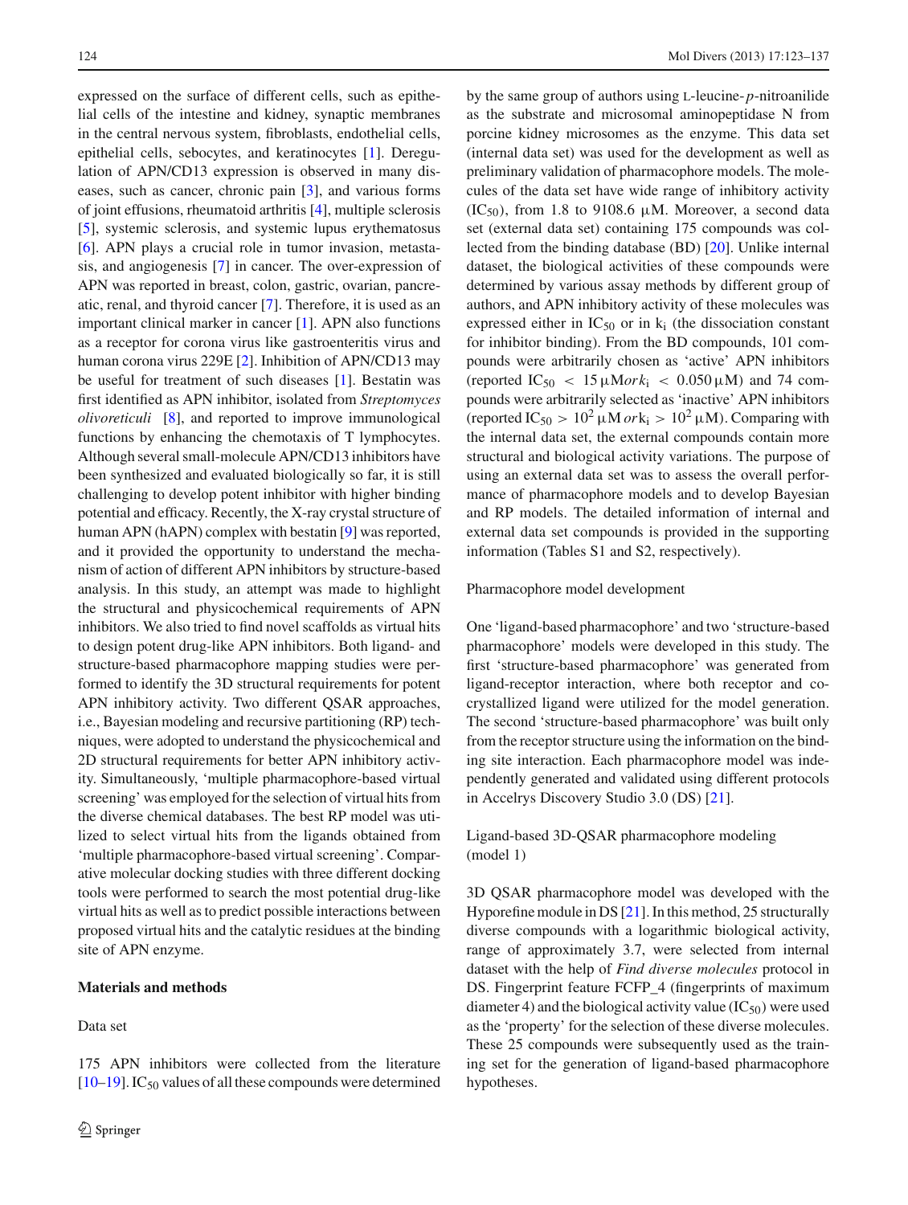expressed on the surface of different cells, such as epithelial cells of the intestine and kidney, synaptic membranes in the central nervous system, fibroblasts, endothelial cells, epithelial cells, sebocytes, and keratinocytes [1]. Deregulation of APN/CD13 expression is observed in many diseases, such as cancer, chronic pain [3], and various forms of joint effusions, rheumatoid arthritis [4], multiple sclerosis [5], systemic sclerosis, and systemic lupus erythematosus [6]. APN plays a crucial role in tumor invasion, metastasis, and angiogenesis [7] in cancer. The over-expression of APN was reported in breast, colon, gastric, ovarian, pancreatic, renal, and thyroid cancer [7]. Therefore, it is used as an important clinical marker in cancer [1]. APN also functions as a receptor for corona virus like gastroenteritis virus and human corona virus 229E [2]. Inhibition of APN/CD13 may be useful for treatment of such diseases [1]. Bestatin was first identified as APN inhibitor, isolated from *Streptomyces olivoreticuli* [8], and reported to improve immunological functions by enhancing the chemotaxis of T lymphocytes. Although several small-molecule APN/CD13 inhibitors have been synthesized and evaluated biologically so far, it is still challenging to develop potent inhibitor with higher binding potential and efficacy. Recently, the X-ray crystal structure of human APN (hAPN) complex with bestatin [9] was reported, and it provided the opportunity to understand the mechanism of action of different APN inhibitors by structure-based analysis. In this study, an attempt was made to highlight the structural and physicochemical requirements of APN inhibitors. We also tried to find novel scaffolds as virtual hits to design potent drug-like APN inhibitors. Both ligand- and structure-based pharmacophore mapping studies were performed to identify the 3D structural requirements for potent APN inhibitory activity. Two different QSAR approaches, i.e., Bayesian modeling and recursive partitioning (RP) techniques, were adopted to understand the physicochemical and 2D structural requirements for better APN inhibitory activity. Simultaneously, 'multiple pharmacophore-based virtual screening' was employed for the selection of virtual hits from the diverse chemical databases. The best RP model was utilized to select virtual hits from the ligands obtained from 'multiple pharmacophore-based virtual screening'. Comparative molecular docking studies with three different docking tools were performed to search the most potential drug-like virtual hits as well as to predict possible interactions between proposed virtual hits and the catalytic residues at the binding site of APN enzyme.

## Materials and methods

### Data set

175 APN inhibitors were collected from the literature [10–19]. $IC_{50}$ values of all these compounds were determined by the same group of authors using L-leucine-*p*-nitroanilide as the substrate and microsomal aminopeptidase N from porcine kidney microsomes as the enzyme. This data set (internal data set) was used for the development as well as preliminary validation of pharmacophore models. The molecules of the data set have wide range of inhibitory activity ($IC_{50}$), from 1.8 to 9108.6 μM. Moreover, a second data set (external data set) containing 175 compounds was collected from the binding database (BD) [20]. Unlike internal dataset, the biological activities of these compounds were determined by various assay methods by different group of authors, and APN inhibitory activity of these molecules was expressed either in $IC_{50}$ or in $k_i$ (the dissociation constant for inhibitor binding). From the BD compounds, 101 compounds were arbitrarily chosen as 'active' APN inhibitors (reported $IC_{50} < 15\,\mu M$ *or* $k_i < 0.050\,\mu M$) and 74 compounds were arbitrarily selected as 'inactive' APN inhibitors (reported $IC_{50} > 10^2\,\mu M$ *or* $k_i > 10^2\,\mu M$). Comparing with the internal data set, the external compounds contain more structural and biological activity variations. The purpose of using an external data set was to assess the overall performance of pharmacophore models and to develop Bayesian and RP models. The detailed information of internal and external data set compounds is provided in the supporting information (Tables S1 and S2, respectively).

### Pharmacophore model development

One 'ligand-based pharmacophore' and two 'structure-based pharmacophore' models were developed in this study. The first 'structure-based pharmacophore' was generated from ligand-receptor interaction, where both receptor and co-crystallized ligand were utilized for the model generation. The second 'structure-based pharmacophore' was built only from the receptor structure using the information on the binding site interaction. Each pharmacophore model was independently generated and validated using different protocols in Accelrys Discovery Studio 3.0 (DS) [21].

### Ligand-based 3D-QSAR pharmacophore modeling (model 1)

3D QSAR pharmacophore model was developed with the Hyporefine module in DS [21]. In this method, 25 structurally diverse compounds with a logarithmic biological activity, range of approximately 3.7, were selected from internal dataset with the help of *Find diverse molecules* protocol in DS. Fingerprint feature FCFP_4 (fingerprints of maximum diameter 4) and the biological activity value ($IC_{50}$) were used as the 'property' for the selection of these diverse molecules. These 25 compounds were subsequently used as the training set for the generation of ligand-based pharmacophore hypotheses.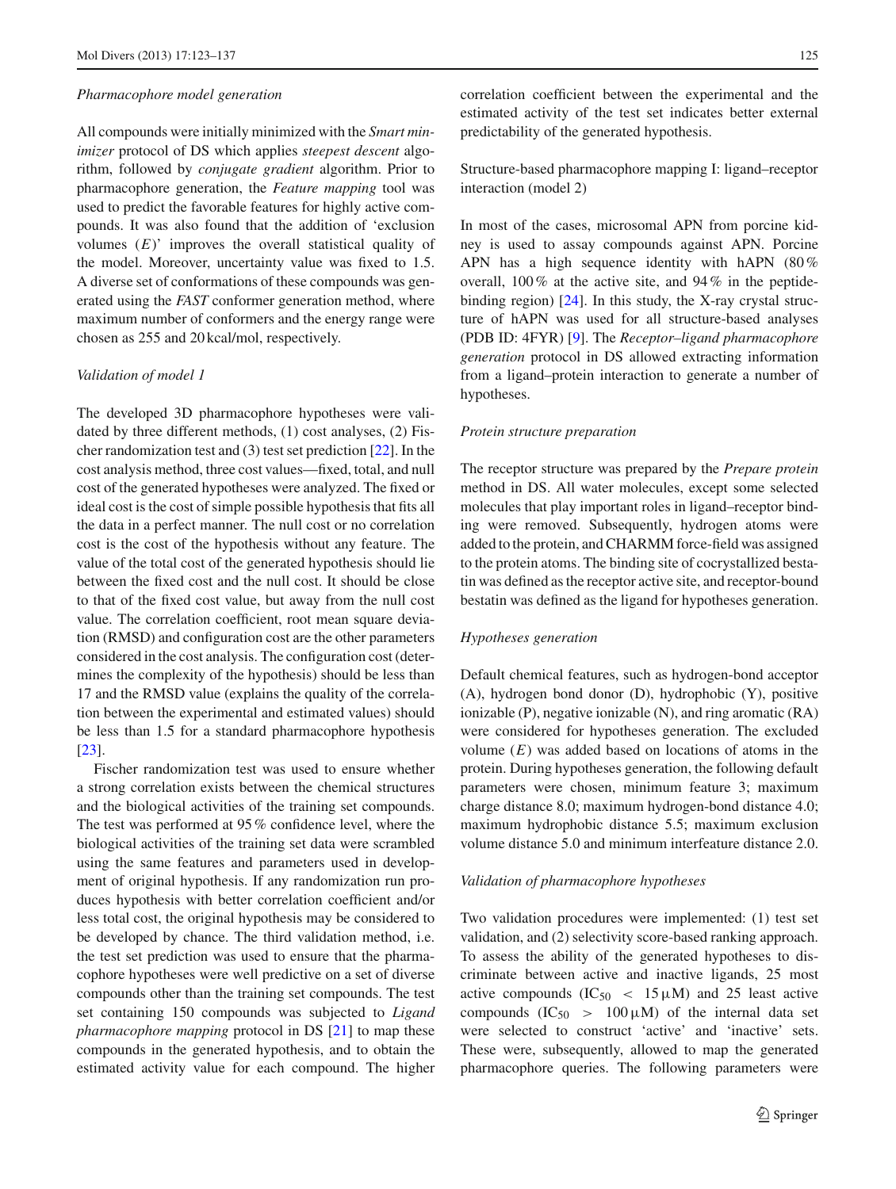### *Pharmacophore model generation*

All compounds were initially minimized with the *Smart minimizer* protocol of DS which applies *steepest descent* algorithm, followed by *conjugate gradient* algorithm. Prior to pharmacophore generation, the *Feature mapping* tool was used to predict the favorable features for highly active compounds. It was also found that the addition of 'exclusion volumes ($E$)' improves the overall statistical quality of the model. Moreover, uncertainty value was fixed to 1.5. A diverse set of conformations of these compounds was generated using the *FAST* conformer generation method, where maximum number of conformers and the energy range were chosen as 255 and 20 kcal/mol, respectively.

### *Validation of model 1*

The developed 3D pharmacophore hypotheses were validated by three different methods, (1) cost analyses, (2) Fischer randomization test and (3) test set prediction [22]. In the cost analysis method, three cost values—fixed, total, and null cost of the generated hypotheses were analyzed. The fixed or ideal cost is the cost of simple possible hypothesis that fits all the data in a perfect manner. The null cost or no correlation cost is the cost of the hypothesis without any feature. The value of the total cost of the generated hypothesis should lie between the fixed cost and the null cost. It should be close to that of the fixed cost value, but away from the null cost value. The correlation coefficient, root mean square deviation (RMSD) and configuration cost are the other parameters considered in the cost analysis. The configuration cost (determines the complexity of the hypothesis) should be less than 17 and the RMSD value (explains the quality of the correlation between the experimental and estimated values) should be less than 1.5 for a standard pharmacophore hypothesis [23].

Fischer randomization test was used to ensure whether a strong correlation exists between the chemical structures and the biological activities of the training set compounds. The test was performed at 95 % confidence level, where the biological activities of the training set data were scrambled using the same features and parameters used in development of original hypothesis. If any randomization run produces hypothesis with better correlation coefficient and/or less total cost, the original hypothesis may be considered to be developed by chance. The third validation method, i.e. the test set prediction was used to ensure that the pharmacophore hypotheses were well predictive on a set of diverse compounds other than the training set compounds. The test set containing 150 compounds was subjected to *Ligand pharmacophore mapping* protocol in DS [21] to map these compounds in the generated hypothesis, and to obtain the estimated activity value for each compound. The higher correlation coefficient between the experimental and the estimated activity of the test set indicates better external predictability of the generated hypothesis.

## Structure-based pharmacophore mapping I: ligand–receptor interaction (model 2)

In most of the cases, microsomal APN from porcine kidney is used to assay compounds against APN. Porcine APN has a high sequence identity with hAPN (80 % overall, 100 % at the active site, and 94 % in the peptide-binding region) [24]. In this study, the X-ray crystal structure of hAPN was used for all structure-based analyses (PDB ID: 4FYR) [9]. The *Receptor–ligand pharmacophore generation* protocol in DS allowed extracting information from a ligand–protein interaction to generate a number of hypotheses.

### *Protein structure preparation*

The receptor structure was prepared by the *Prepare protein* method in DS. All water molecules, except some selected molecules that play important roles in ligand–receptor binding were removed. Subsequently, hydrogen atoms were added to the protein, and CHARMM force-field was assigned to the protein atoms. The binding site of cocrystallized bestatin was defined as the receptor active site, and receptor-bound bestatin was defined as the ligand for hypotheses generation.

### *Hypotheses generation*

Default chemical features, such as hydrogen-bond acceptor (A), hydrogen bond donor (D), hydrophobic (Y), positive ionizable (P), negative ionizable (N), and ring aromatic (RA) were considered for hypotheses generation. The excluded volume ($E$) was added based on locations of atoms in the protein. During hypotheses generation, the following default parameters were chosen, minimum feature 3; maximum charge distance 8.0; maximum hydrogen-bond distance 4.0; maximum hydrophobic distance 5.5; maximum exclusion volume distance 5.0 and minimum interfeature distance 2.0.

### *Validation of pharmacophore hypotheses*

Two validation procedures were implemented: (1) test set validation, and (2) selectivity score-based ranking approach. To assess the ability of the generated hypotheses to discriminate between active and inactive ligands, 25 most active compounds ($IC_{50} < 15\,\mu M$) and 25 least active compounds ($IC_{50} > 100\,\mu M$) of the internal data set were selected to construct 'active' and 'inactive' sets. These were, subsequently, allowed to map the generated pharmacophore queries. The following parameters were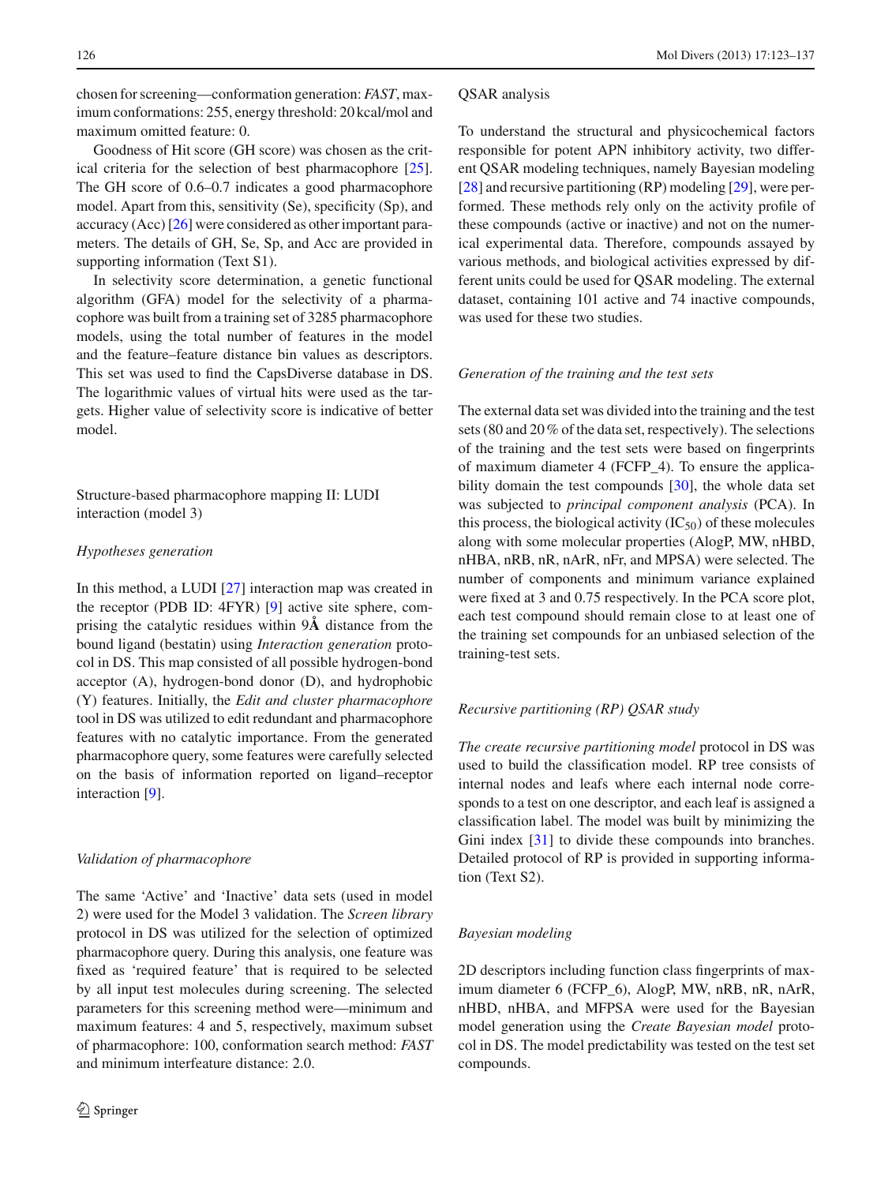chosen for screening—conformation generation: *FAST*, maximum conformations: 255, energy threshold: 20 kcal/mol and maximum omitted feature: 0.

Goodness of Hit score (GH score) was chosen as the critical criteria for the selection of best pharmacophore [25]. The GH score of 0.6–0.7 indicates a good pharmacophore model. Apart from this, sensitivity (Se), specificity (Sp), and accuracy (Acc) [26] were considered as other important parameters. The details of GH, Se, Sp, and Acc are provided in supporting information (Text S1).

In selectivity score determination, a genetic functional algorithm (GFA) model for the selectivity of a pharmacophore was built from a training set of 3285 pharmacophore models, using the total number of features in the model and the feature–feature distance bin values as descriptors. This set was used to find the CapsDiverse database in DS. The logarithmic values of virtual hits were used as the targets. Higher value of selectivity score is indicative of better model.

## Structure-based pharmacophore mapping II: LUDI interaction (model 3)

### *Hypotheses generation*

In this method, a LUDI [27] interaction map was created in the receptor (PDB ID: 4FYR) [9] active site sphere, comprising the catalytic residues within 9**Å** distance from the bound ligand (bestatin) using *Interaction generation* protocol in DS. This map consisted of all possible hydrogen-bond acceptor (A), hydrogen-bond donor (D), and hydrophobic (Y) features. Initially, the *Edit and cluster pharmacophore* tool in DS was utilized to edit redundant and pharmacophore features with no catalytic importance. From the generated pharmacophore query, some features were carefully selected on the basis of information reported on ligand–receptor interaction [9].

### *Validation of pharmacophore*

The same 'Active' and 'Inactive' data sets (used in model 2) were used for the Model 3 validation. The *Screen library* protocol in DS was utilized for the selection of optimized pharmacophore query. During this analysis, one feature was fixed as 'required feature' that is required to be selected by all input test molecules during screening. The selected parameters for this screening method were—minimum and maximum features: 4 and 5, respectively, maximum subset of pharmacophore: 100, conformation search method: *FAST* and minimum interfeature distance: 2.0.

## QSAR analysis

To understand the structural and physicochemical factors responsible for potent APN inhibitory activity, two different QSAR modeling techniques, namely Bayesian modeling [28] and recursive partitioning (RP) modeling [29], were performed. These methods rely only on the activity profile of these compounds (active or inactive) and not on the numerical experimental data. Therefore, compounds assayed by various methods, and biological activities expressed by different units could be used for QSAR modeling. The external dataset, containing 101 active and 74 inactive compounds, was used for these two studies.

### *Generation of the training and the test sets*

The external data set was divided into the training and the test sets (80 and 20 % of the data set, respectively). The selections of the training and the test sets were based on fingerprints of maximum diameter 4 (FCFP_4). To ensure the applicability domain the test compounds [30], the whole data set was subjected to *principal component analysis* (PCA). In this process, the biological activity ($IC_{50}$) of these molecules along with some molecular properties (AlogP, MW, nHBD, nHBA, nRB, nR, nArR, nFr, and MPSA) were selected. The number of components and minimum variance explained were fixed at 3 and 0.75 respectively. In the PCA score plot, each test compound should remain close to at least one of the training set compounds for an unbiased selection of the training-test sets.

### *Recursive partitioning (RP) QSAR study*

*The create recursive partitioning model* protocol in DS was used to build the classification model. RP tree consists of internal nodes and leafs where each internal node corresponds to a test on one descriptor, and each leaf is assigned a classification label. The model was built by minimizing the Gini index [31] to divide these compounds into branches. Detailed protocol of RP is provided in supporting information (Text S2).

### *Bayesian modeling*

2D descriptors including function class fingerprints of maximum diameter 6 (FCFP_6), AlogP, MW, nRB, nR, nArR, nHBD, nHBA, and MFPSA were used for the Bayesian model generation using the *Create Bayesian model* protocol in DS. The model predictability was tested on the test set compounds.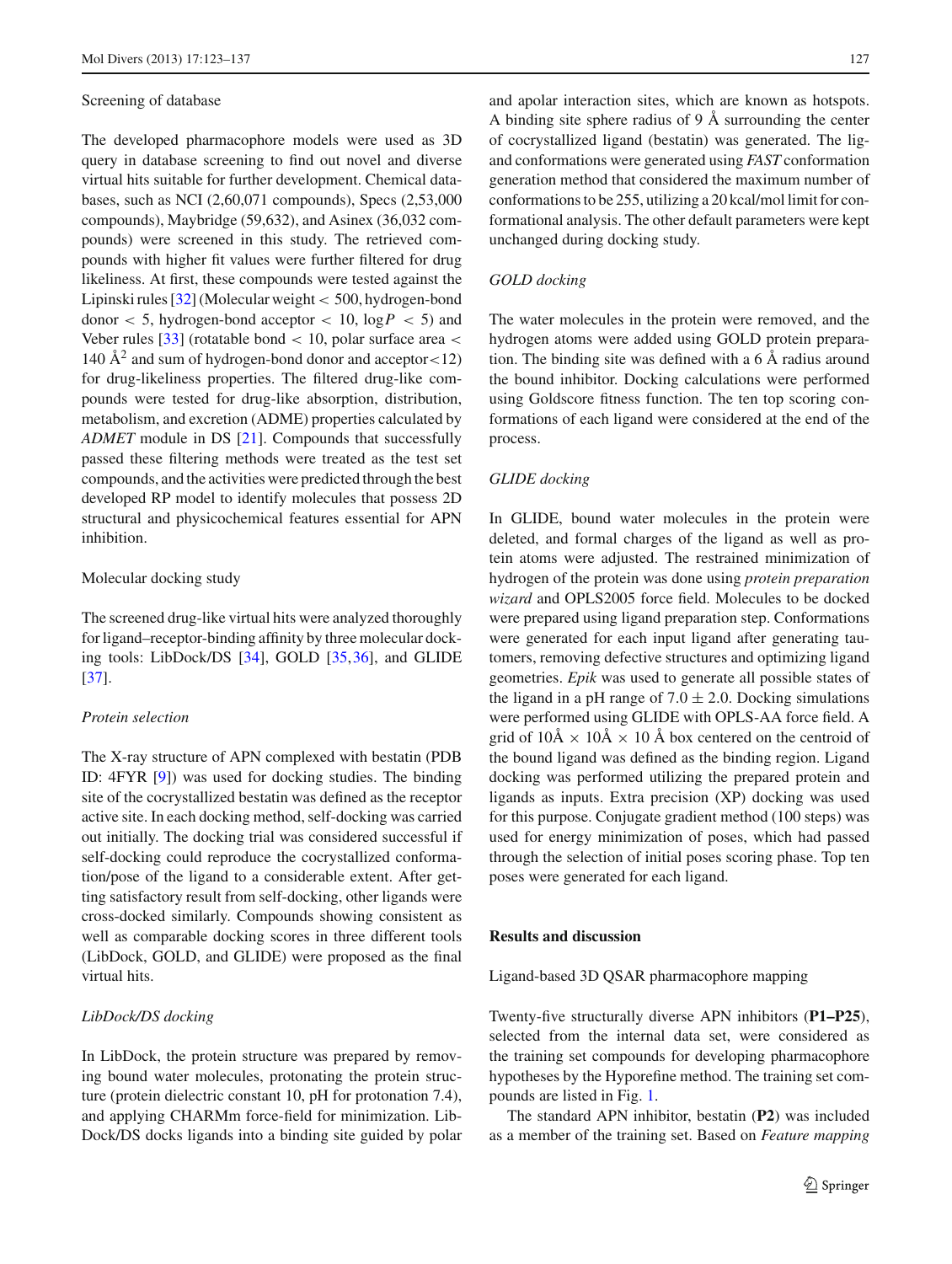### Screening of database

The developed pharmacophore models were used as 3D query in database screening to find out novel and diverse virtual hits suitable for further development. Chemical databases, such as NCI (2,60,071 compounds), Specs (2,53,000 compounds), Maybridge (59,632), and Asinex (36,032 compounds) were screened in this study. The retrieved compounds with higher fit values were further filtered for drug likeliness. At first, these compounds were tested against the Lipinski rules [32] (Molecular weight $< 500$, hydrogen-bond donor $< 5$, hydrogen-bond acceptor $< 10$, $\log P < 5$) and Veber rules [33] (rotatable bond $< 10$, polar surface area $< 140$ Å$^2$ and sum of hydrogen-bond donor and acceptor$<12$) for drug-likeliness properties. The filtered drug-like compounds were tested for drug-like absorption, distribution, metabolism, and excretion (ADME) properties calculated by *ADMET* module in DS [21]. Compounds that successfully passed these filtering methods were treated as the test set compounds, and the activities were predicted through the best developed RP model to identify molecules that possess 2D structural and physicochemical features essential for APN inhibition.

### Molecular docking study

The screened drug-like virtual hits were analyzed thoroughly for ligand–receptor-binding affinity by three molecular docking tools: LibDock/DS [34], GOLD [35,36], and GLIDE [37].

#### *Protein selection*

The X-ray structure of APN complexed with bestatin (PDB ID: 4FYR [9]) was used for docking studies. The binding site of the cocrystallized bestatin was defined as the receptor active site. In each docking method, self-docking was carried out initially. The docking trial was considered successful if self-docking could reproduce the cocrystallized conformation/pose of the ligand to a considerable extent. After getting satisfactory result from self-docking, other ligands were cross-docked similarly. Compounds showing consistent as well as comparable docking scores in three different tools (LibDock, GOLD, and GLIDE) were proposed as the final virtual hits.

#### *LibDock/DS docking*

In LibDock, the protein structure was prepared by removing bound water molecules, protonating the protein structure (protein dielectric constant 10, pH for protonation 7.4), and applying CHARMm force-field for minimization. LibDock/DS docks ligands into a binding site guided by polar and apolar interaction sites, which are known as hotspots. A binding site sphere radius of 9 Å surrounding the center of cocrystallized ligand (bestatin) was generated. The ligand conformations were generated using *FAST* conformation generation method that considered the maximum number of conformations to be 255, utilizing a 20 kcal/mol limit for conformational analysis. The other default parameters were kept unchanged during docking study.

#### *GOLD docking*

The water molecules in the protein were removed, and the hydrogen atoms were added using GOLD protein preparation. The binding site was defined with a 6 Å radius around the bound inhibitor. Docking calculations were performed using Goldscore fitness function. The ten top scoring conformations of each ligand were considered at the end of the process.

#### *GLIDE docking*

In GLIDE, bound water molecules in the protein were deleted, and formal charges of the ligand as well as protein atoms were adjusted. The restrained minimization of hydrogen of the protein was done using *protein preparation wizard* and OPLS2005 force field. Molecules to be docked were prepared using ligand preparation step. Conformations were generated for each input ligand after generating tautomers, removing defective structures and optimizing ligand geometries. *Epik* was used to generate all possible states of the ligand in a pH range of $7.0 \pm 2.0$. Docking simulations were performed using GLIDE with OPLS-AA force field. A grid of 10Å × 10Å × 10 Å box centered on the centroid of the bound ligand was defined as the binding region. Ligand docking was performed utilizing the prepared protein and ligands as inputs. Extra precision (XP) docking was used for this purpose. Conjugate gradient method (100 steps) was used for energy minimization of poses, which had passed through the selection of initial poses scoring phase. Top ten poses were generated for each ligand.

## Results and discussion

### Ligand-based 3D QSAR pharmacophore mapping

Twenty-five structurally diverse APN inhibitors (**P1–P25**), selected from the internal data set, were considered as the training set compounds for developing pharmacophore hypotheses by the Hyporefine method. The training set compounds are listed in Fig. 1.

The standard APN inhibitor, bestatin (**P2**) was included as a member of the training set. Based on *Feature mapping*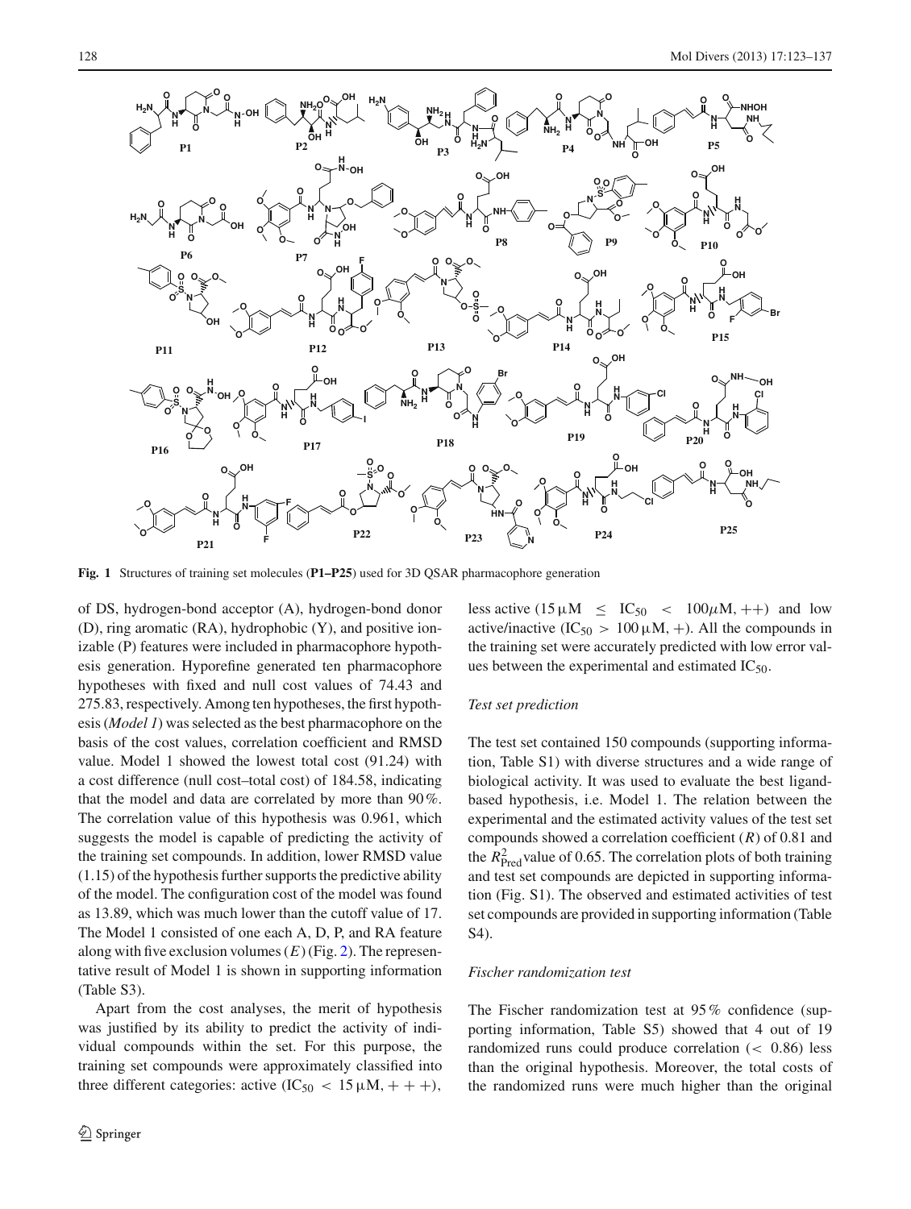**Fig. 1** Structures of training set molecules (**P1–P25**) used for 3D QSAR pharmacophore generation

of DS, hydrogen-bond acceptor (A), hydrogen-bond donor (D), ring aromatic (RA), hydrophobic (Y), and positive ionizable (P) features were included in pharmacophore hypothesis generation. Hyporefine generated ten pharmacophore hypotheses with fixed and null cost values of 74.43 and 275.83, respectively. Among ten hypotheses, the first hypothesis (*Model 1*) was selected as the best pharmacophore on the basis of the cost values, correlation coefficient and RMSD value. Model 1 showed the lowest total cost (91.24) with a cost difference (null cost–total cost) of 184.58, indicating that the model and data are correlated by more than 90 %. The correlation value of this hypothesis was 0.961, which suggests the model is capable of predicting the activity of the training set compounds. In addition, lower RMSD value (1.15) of the hypothesis further supports the predictive ability of the model. The configuration cost of the model was found as 13.89, which was much lower than the cutoff value of 17. The Model 1 consisted of one each A, D, P, and RA feature along with five exclusion volumes ($E$) (Fig. 2). The representative result of Model 1 is shown in supporting information (Table S3).

Apart from the cost analyses, the merit of hypothesis was justified by its ability to predict the activity of individual compounds within the set. For this purpose, the training set compounds were approximately classified into three different categories: active ($IC_{50} < 15\,\mu M$, $+++$), less active ($15\,\mu M \leq IC_{50} < 100\,\mu M$, $++$) and low active/inactive ($IC_{50} > 100\,\mu M$, $+$). All the compounds in the training set were accurately predicted with low error values between the experimental and estimated $IC_{50}$.

### Test set prediction

The test set contained 150 compounds (supporting information, Table S1) with diverse structures and a wide range of biological activity. It was used to evaluate the best ligand-based hypothesis, i.e. Model 1. The relation between the experimental and the estimated activity values of the test set compounds showed a correlation coefficient ($R$) of 0.81 and the $R^2_{\mathrm{Pred}}$ value of 0.65. The correlation plots of both training and test set compounds are depicted in supporting information (Fig. S1). The observed and estimated activities of test set compounds are provided in supporting information (Table S4).

### Fischer randomization test

The Fischer randomization test at 95 % confidence (supporting information, Table S5) showed that 4 out of 19 randomized runs could produce correlation ($< 0.86$) less than the original hypothesis. Moreover, the total costs of the randomized runs were much higher than the original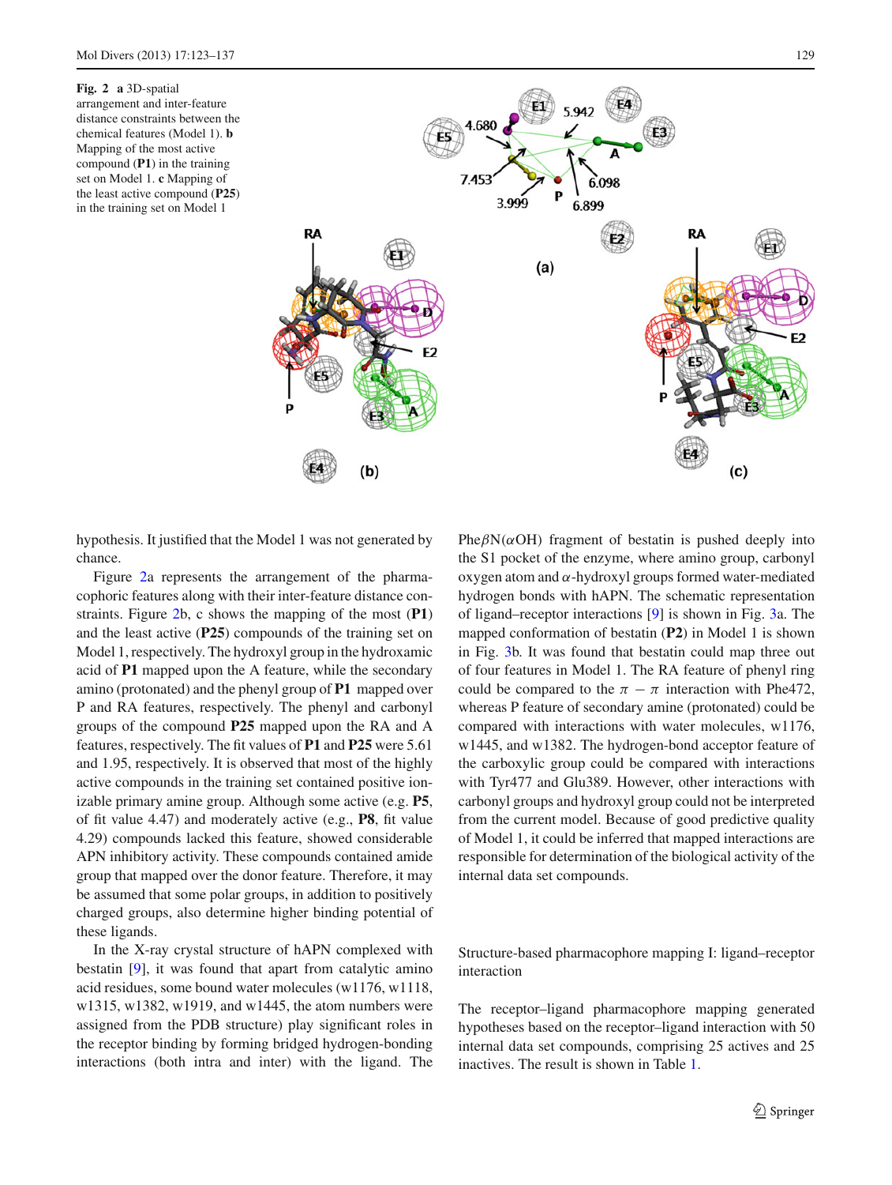**Fig. 2** **a** 3D-spatial arrangement and inter-feature distance constraints between the chemical features (Model 1). **b** Mapping of the most active compound (**P1**) in the training set on Model 1. **c** Mapping of the least active compound (**P25**) in the training set on Model 1

hypothesis. It justified that the Model 1 was not generated by chance.

Figure 2a represents the arrangement of the pharmacophoric features along with their inter-feature distance constraints. Figure 2b, c shows the mapping of the most (**P1**) and the least active (**P25**) compounds of the training set on Model 1, respectively. The hydroxyl group in the hydroxamic acid of **P1** mapped upon the A feature, while the secondary amino (protonated) and the phenyl group of **P1** mapped over P and RA features, respectively. The phenyl and carbonyl groups of the compound **P25** mapped upon the RA and A features, respectively. The fit values of **P1** and **P25** were 5.61 and 1.95, respectively. It is observed that most of the highly active compounds in the training set contained positive ionizable primary amine group. Although some active (e.g. **P5**, of fit value 4.47) and moderately active (e.g., **P8**, fit value 4.29) compounds lacked this feature, showed considerable APN inhibitory activity. These compounds contained amide group that mapped over the donor feature. Therefore, it may be assumed that some polar groups, in addition to positively charged groups, also determine higher binding potential of these ligands.

In the X-ray crystal structure of hAPN complexed with bestatin [9], it was found that apart from catalytic amino acid residues, some bound water molecules (w1176, w1118, w1315, w1382, w1919, and w1445, the atom numbers were assigned from the PDB structure) play significant roles in the receptor binding by forming bridged hydrogen-bonding interactions (both intra and inter) with the ligand. The Phe$\beta$N($\alpha$OH) fragment of bestatin is pushed deeply into the S1 pocket of the enzyme, where amino group, carbonyl oxygen atom and $\alpha$-hydroxyl groups formed water-mediated hydrogen bonds with hAPN. The schematic representation of ligand–receptor interactions [9] is shown in Fig. 3a. The mapped conformation of bestatin (**P2**) in Model 1 is shown in Fig. 3b. It was found that bestatin could map three out of four features in Model 1. The RA feature of phenyl ring could be compared to the $\pi - \pi$ interaction with Phe472, whereas P feature of secondary amine (protonated) could be compared with interactions with water molecules, w1176, w1445, and w1382. The hydrogen-bond acceptor feature of the carboxylic group could be compared with interactions with Tyr477 and Glu389. However, other interactions with carbonyl groups and hydroxyl group could not be interpreted from the current model. Because of good predictive quality of Model 1, it could be inferred that mapped interactions are responsible for determination of the biological activity of the internal data set compounds.

## Structure-based pharmacophore mapping I: ligand–receptor interaction

The receptor–ligand pharmacophore mapping generated hypotheses based on the receptor–ligand interaction with 50 internal data set compounds, comprising 25 actives and 25 inactives. The result is shown in Table 1.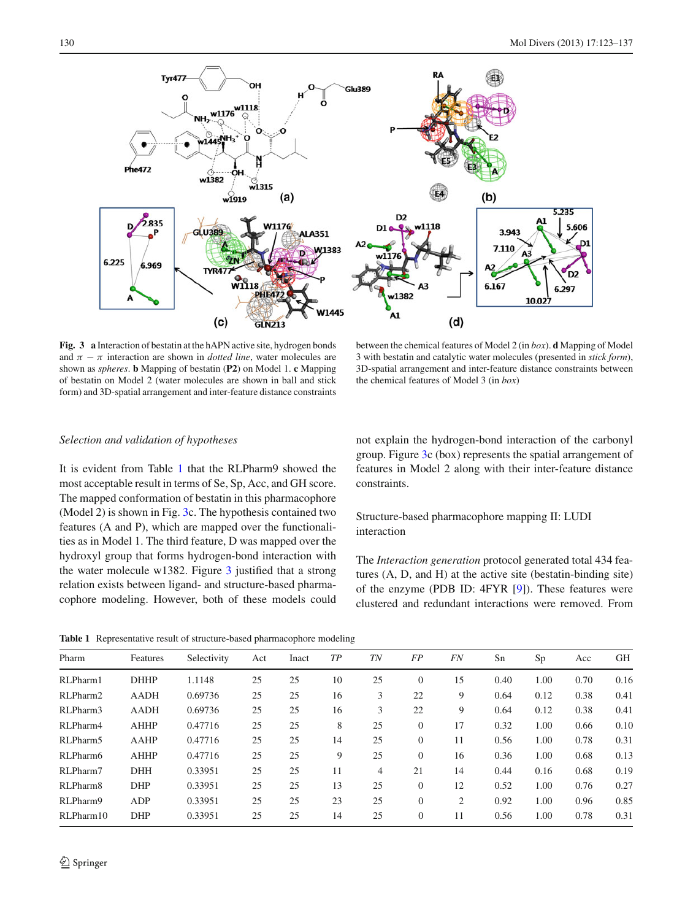**Fig. 3** **a** Interaction of bestatin at the hAPN active site, hydrogen bonds and $\pi - \pi$ interaction are shown in *dotted line*, water molecules are shown as *spheres*. **b** Mapping of bestatin (**P2**) on Model 1. **c** Mapping of bestatin on Model 2 (water molecules are shown in ball and stick form) and 3D-spatial arrangement and inter-feature distance constraints between the chemical features of Model 2 (in *box*). **d** Mapping of Model 3 with bestatin and catalytic water molecules (presented in *stick form*), 3D-spatial arrangement and inter-feature distance constraints between the chemical features of Model 3 (in *box*)

*Selection and validation of hypotheses*

It is evident from Table 1 that the RLPharm9 showed the most acceptable result in terms of Se, Sp, Acc, and GH score. The mapped conformation of bestatin in this pharmacophore (Model 2) is shown in Fig. 3c. The hypothesis contained two features (A and P), which are mapped over the functionalities as in Model 1. The third feature, D was mapped over the hydroxyl group that forms hydrogen-bond interaction with the water molecule w1382. Figure 3 justified that a strong relation exists between ligand- and structure-based pharmacophore modeling. However, both of these models could not explain the hydrogen-bond interaction of the carbonyl group. Figure 3c (box) represents the spatial arrangement of features in Model 2 along with their inter-feature distance constraints.

Structure-based pharmacophore mapping II: LUDI interaction

The *Interaction generation* protocol generated total 434 features (A, D, and H) at the active site (bestatin-binding site) of the enzyme (PDB ID: 4FYR [9]). These features were clustered and redundant interactions were removed. From

**Table 1** Representative result of structure-based pharmacophore modeling

| Pharm | Features | Selectivity | Act | Inact | *TP* | *TN* | *FP* | *FN* | Sn | Sp | Acc | GH |
|---|---|---|---|---|---|---|---|---|---|---|---|---|
| RLPharm1 | DHHP | 1.1148 | 25 | 25 | 10 | 25 | 0 | 15 | 0.40 | 1.00 | 0.70 | 0.16 |
| RLPharm2 | AADH | 0.69736 | 25 | 25 | 16 | 3 | 22 | 9 | 0.64 | 0.12 | 0.38 | 0.41 |
| RLPharm3 | AADH | 0.69736 | 25 | 25 | 16 | 3 | 22 | 9 | 0.64 | 0.12 | 0.38 | 0.41 |
| RLPharm4 | AHHP | 0.47716 | 25 | 25 | 8 | 25 | 0 | 17 | 0.32 | 1.00 | 0.66 | 0.10 |
| RLPharm5 | AAHP | 0.47716 | 25 | 25 | 14 | 25 | 0 | 11 | 0.56 | 1.00 | 0.78 | 0.31 |
| RLPharm6 | AHHP | 0.47716 | 25 | 25 | 9 | 25 | 0 | 16 | 0.36 | 1.00 | 0.68 | 0.13 |
| RLPharm7 | DHH | 0.33951 | 25 | 25 | 11 | 4 | 21 | 14 | 0.44 | 0.16 | 0.68 | 0.19 |
| RLPharm8 | DHP | 0.33951 | 25 | 25 | 13 | 25 | 0 | 12 | 0.52 | 1.00 | 0.76 | 0.27 |
| RLPharm9 | ADP | 0.33951 | 25 | 25 | 23 | 25 | 0 | 2 | 0.92 | 1.00 | 0.96 | 0.85 |
| RLPharm10 | DHP | 0.33951 | 25 | 25 | 14 | 25 | 0 | 11 | 0.56 | 1.00 | 0.78 | 0.31 |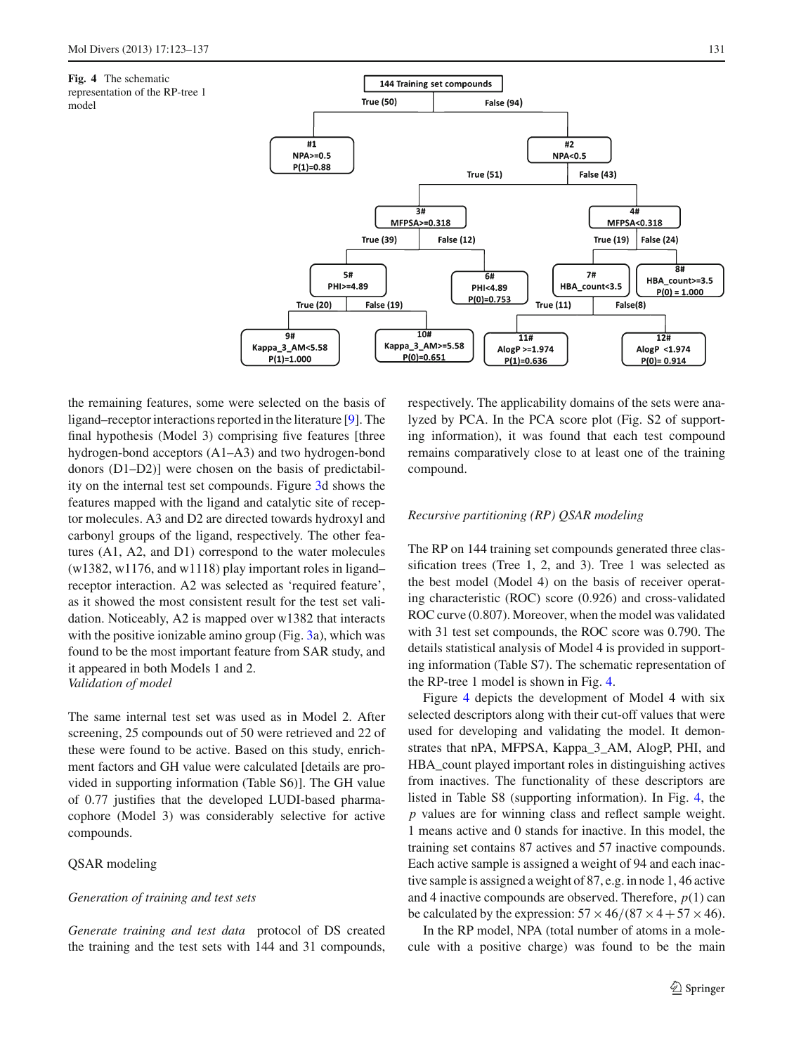**Fig. 4** The schematic representation of the RP-tree 1 model

the remaining features, some were selected on the basis of ligand–receptor interactions reported in the literature [9]. The final hypothesis (Model 3) comprising five features [three hydrogen-bond acceptors (A1–A3) and two hydrogen-bond donors (D1–D2)] were chosen on the basis of predictability on the internal test set compounds. Figure 3d shows the features mapped with the ligand and catalytic site of receptor molecules. A3 and D2 are directed towards hydroxyl and carbonyl groups of the ligand, respectively. The other features (A1, A2, and D1) correspond to the water molecules (w1382, w1176, and w1118) play important roles in ligand–receptor interaction. A2 was selected as 'required feature', as it showed the most consistent result for the test set validation. Noticeably, A2 is mapped over w1382 that interacts with the positive ionizable amino group (Fig. 3a), which was found to be the most important feature from SAR study, and it appeared in both Models 1 and 2.

*Validation of model*

The same internal test set was used as in Model 2. After screening, 25 compounds out of 50 were retrieved and 22 of these were found to be active. Based on this study, enrichment factors and GH value were calculated [details are provided in supporting information (Table S6)]. The GH value of 0.77 justifies that the developed LUDI-based pharmacophore (Model 3) was considerably selective for active compounds.

## QSAR modeling

*Generation of training and test sets*

*Generate training and test data* protocol of DS created the training and the test sets with 144 and 31 compounds, respectively. The applicability domains of the sets were analyzed by PCA. In the PCA score plot (Fig. S2 of supporting information), it was found that each test compound remains comparatively close to at least one of the training compound.

*Recursive partitioning (RP) QSAR modeling*

The RP on 144 training set compounds generated three classification trees (Tree 1, 2, and 3). Tree 1 was selected as the best model (Model 4) on the basis of receiver operating characteristic (ROC) score (0.926) and cross-validated ROC curve (0.807). Moreover, when the model was validated with 31 test set compounds, the ROC score was 0.790. The details statistical analysis of Model 4 is provided in supporting information (Table S7). The schematic representation of the RP-tree 1 model is shown in Fig. 4.

Figure 4 depicts the development of Model 4 with six selected descriptors along with their cut-off values that were used for developing and validating the model. It demonstrates that nPA, MFPSA, Kappa_3_AM, AlogP, PHI, and HBA_count played important roles in distinguishing actives from inactives. The functionality of these descriptors are listed in Table S8 (supporting information). In Fig. 4, the $p$ values are for winning class and reflect sample weight. 1 means active and 0 stands for inactive. In this model, the training set contains 87 actives and 57 inactive compounds. Each active sample is assigned a weight of 94 and each inactive sample is assigned a weight of 87, e.g. in node 1, 46 active and 4 inactive compounds are observed. Therefore, $p(1)$ can be calculated by the expression: $57 \times 46/(87 \times 4 + 57 \times 46)$.

In the RP model, NPA (total number of atoms in a molecule with a positive charge) was found to be the main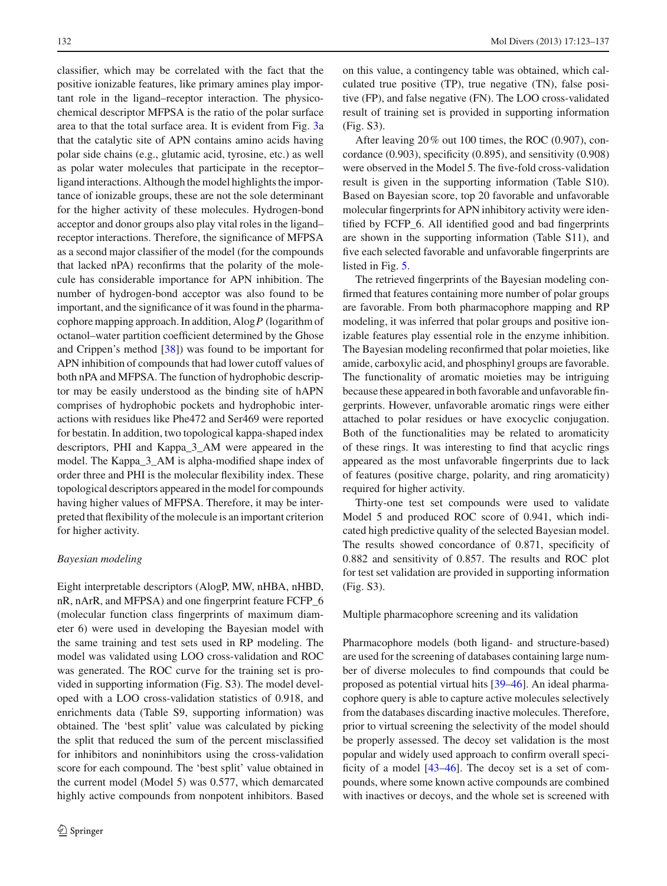classifier, which may be correlated with the fact that the positive ionizable features, like primary amines play important role in the ligand–receptor interaction. The physicochemical descriptor MFPSA is the ratio of the polar surface area to that the total surface area. It is evident from Fig. 3a that the catalytic site of APN contains amino acids having polar side chains (e.g., glutamic acid, tyrosine, etc.) as well as polar water molecules that participate in the receptor–ligand interactions. Although the model highlights the importance of ionizable groups, these are not the sole determinant for the higher activity of these molecules. Hydrogen-bond acceptor and donor groups also play vital roles in the ligand–receptor interactions. Therefore, the significance of MFPSA as a second major classifier of the model (for the compounds that lacked nPA) reconfirms that the polarity of the molecule has considerable importance for APN inhibition. The number of hydrogen-bond acceptor was also found to be important, and the significance of it was found in the pharmacophore mapping approach. In addition, Alog*P* (logarithm of octanol–water partition coefficient determined by the Ghose and Crippen's method [38]) was found to be important for APN inhibition of compounds that had lower cutoff values of both nPA and MFPSA. The function of hydrophobic descriptor may be easily understood as the binding site of hAPN comprises of hydrophobic pockets and hydrophobic interactions with residues like Phe472 and Ser469 were reported for bestatin. In addition, two topological kappa-shaped index descriptors, PHI and Kappa_3_AM were appeared in the model. The Kappa_3_AM is alpha-modified shape index of order three and PHI is the molecular flexibility index. These topological descriptors appeared in the model for compounds having higher values of MFPSA. Therefore, it may be interpreted that flexibility of the molecule is an important criterion for higher activity.

### *Bayesian modeling*

Eight interpretable descriptors (AlogP, MW, nHBA, nHBD, nR, nArR, and MFPSA) and one fingerprint feature FCFP_6 (molecular function class fingerprints of maximum diameter 6) were used in developing the Bayesian model with the same training and test sets used in RP modeling. The model was validated using LOO cross-validation and ROC was generated. The ROC curve for the training set is provided in supporting information (Fig. S3). The model developed with a LOO cross-validation statistics of 0.918, and enrichments data (Table S9, supporting information) was obtained. The 'best split' value was calculated by picking the split that reduced the sum of the percent misclassified for inhibitors and noninhibitors using the cross-validation score for each compound. The 'best split' value obtained in the current model (Model 5) was 0.577, which demarcated highly active compounds from nonpotent inhibitors. Based on this value, a contingency table was obtained, which calculated true positive (TP), true negative (TN), false positive (FP), and false negative (FN). The LOO cross-validated result of training set is provided in supporting information (Fig. S3).

After leaving 20 % out 100 times, the ROC (0.907), concordance (0.903), specificity (0.895), and sensitivity (0.908) were observed in the Model 5. The five-fold cross-validation result is given in the supporting information (Table S10). Based on Bayesian score, top 20 favorable and unfavorable molecular fingerprints for APN inhibitory activity were identified by FCFP_6. All identified good and bad fingerprints are shown in the supporting information (Table S11), and five each selected favorable and unfavorable fingerprints are listed in Fig. 5.

The retrieved fingerprints of the Bayesian modeling confirmed that features containing more number of polar groups are favorable. From both pharmacophore mapping and RP modeling, it was inferred that polar groups and positive ionizable features play essential role in the enzyme inhibition. The Bayesian modeling reconfirmed that polar moieties, like amide, carboxylic acid, and phosphinyl groups are favorable. The functionality of aromatic moieties may be intriguing because these appeared in both favorable and unfavorable fingerprints. However, unfavorable aromatic rings were either attached to polar residues or have exocyclic conjugation. Both of the functionalities may be related to aromaticity of these rings. It was interesting to find that acyclic rings appeared as the most unfavorable fingerprints due to lack of features (positive charge, polarity, and ring aromaticity) required for higher activity.

Thirty-one test set compounds were used to validate Model 5 and produced ROC score of 0.941, which indicated high predictive quality of the selected Bayesian model. The results showed concordance of 0.871, specificity of 0.882 and sensitivity of 0.857. The results and ROC plot for test set validation are provided in supporting information (Fig. S3).

### Multiple pharmacophore screening and its validation

Pharmacophore models (both ligand- and structure-based) are used for the screening of databases containing large number of diverse molecules to find compounds that could be proposed as potential virtual hits [39–46]. An ideal pharmacophore query is able to capture active molecules selectively from the databases discarding inactive molecules. Therefore, prior to virtual screening the selectivity of the model should be properly assessed. The decoy set validation is the most popular and widely used approach to confirm overall specificity of a model [43–46]. The decoy set is a set of compounds, where some known active compounds are combined with inactives or decoys, and the whole set is screened with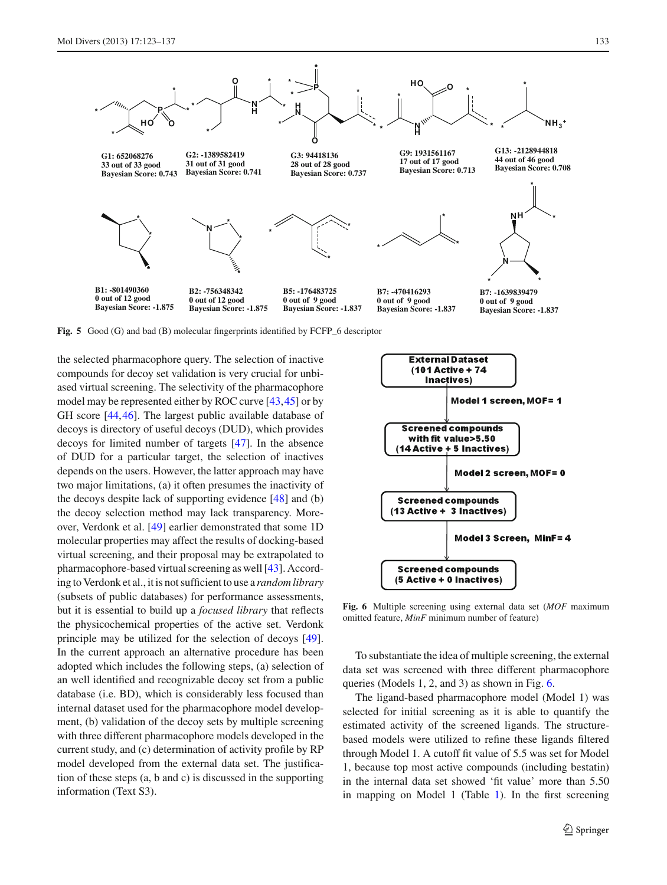G1: 652068276
33 out of 33 good
Bayesian Score: 0.743

G2: -1389582419
31 out of 31 good
Bayesian Score: 0.741

G3: 94418136
28 out of 28 good
Bayesian Score: 0.737

G9: 1931561167
17 out of 17 good
Bayesian Score: 0.713

G13: -2128944818
44 out of 46 good
Bayesian Score: 0.708

B1: -801490360
0 out of 12 good
Bayesian Score: -1.875

B2: -756348342
0 out of 12 good
Bayesian Score: -1.875

B5: -176483725
0 out of 9 good
Bayesian Score: -1.837

B7: -470416293
0 out of 9 good
Bayesian Score: -1.837

B7: -1639839479
0 out of 9 good
Bayesian Score: -1.837

**Fig. 5** Good (G) and bad (B) molecular fingerprints identified by FCFP_6 descriptor

the selected pharmacophore query. The selection of inactive compounds for decoy set validation is very crucial for unbiased virtual screening. The selectivity of the pharmacophore model may be represented either by ROC curve [43,45] or by GH score [44,46]. The largest public available database of decoys is directory of useful decoys (DUD), which provides decoys for limited number of targets [47]. In the absence of DUD for a particular target, the selection of inactives depends on the users. However, the latter approach may have two major limitations, (a) it often presumes the inactivity of the decoys despite lack of supporting evidence [48] and (b) the decoy selection method may lack transparency. Moreover, Verdonk et al. [49] earlier demonstrated that some 1D molecular properties may affect the results of docking-based virtual screening, and their proposal may be extrapolated to pharmacophore-based virtual screening as well [43]. According to Verdonk et al., it is not sufficient to use a *random library* (subsets of public databases) for performance assessments, but it is essential to build up a *focused library* that reflects the physicochemical properties of the active set. Verdonk principle may be utilized for the selection of decoys [49]. In the current approach an alternative procedure has been adopted which includes the following steps, (a) selection of an well identified and recognizable decoy set from a public database (i.e. BD), which is considerably less focused than internal dataset used for the pharmacophore model development, (b) validation of the decoy sets by multiple screening with three different pharmacophore models developed in the current study, and (c) determination of activity profile by RP model developed from the external data set. The justification of these steps (a, b and c) is discussed in the supporting information (Text S3).

External Dataset (101 Active + 74 Inactives)
→ Model 1 screen, MOF= 1 →
Screened compounds with fit value>5.50 (14 Active + 5 Inactives)
→ Model 2 screen, MOF= 0 →
Screened compounds (13 Active + 3 Inactives)
→ Model 3 Screen, MinF= 4 →
Screened compounds (5 Active + 0 Inactives)

**Fig. 6** Multiple screening using external data set (*MOF* maximum omitted feature, *MinF* minimum number of feature)

To substantiate the idea of multiple screening, the external data set was screened with three different pharmacophore queries (Models 1, 2, and 3) as shown in Fig. 6.

The ligand-based pharmacophore model (Model 1) was selected for initial screening as it is able to quantify the estimated activity of the screened ligands. The structure-based models were utilized to refine these ligands filtered through Model 1. A cutoff fit value of 5.5 was set for Model 1, because top most active compounds (including bestatin) in the internal data set showed 'fit value' more than 5.50 in mapping on Model 1 (Table 1). In the first screening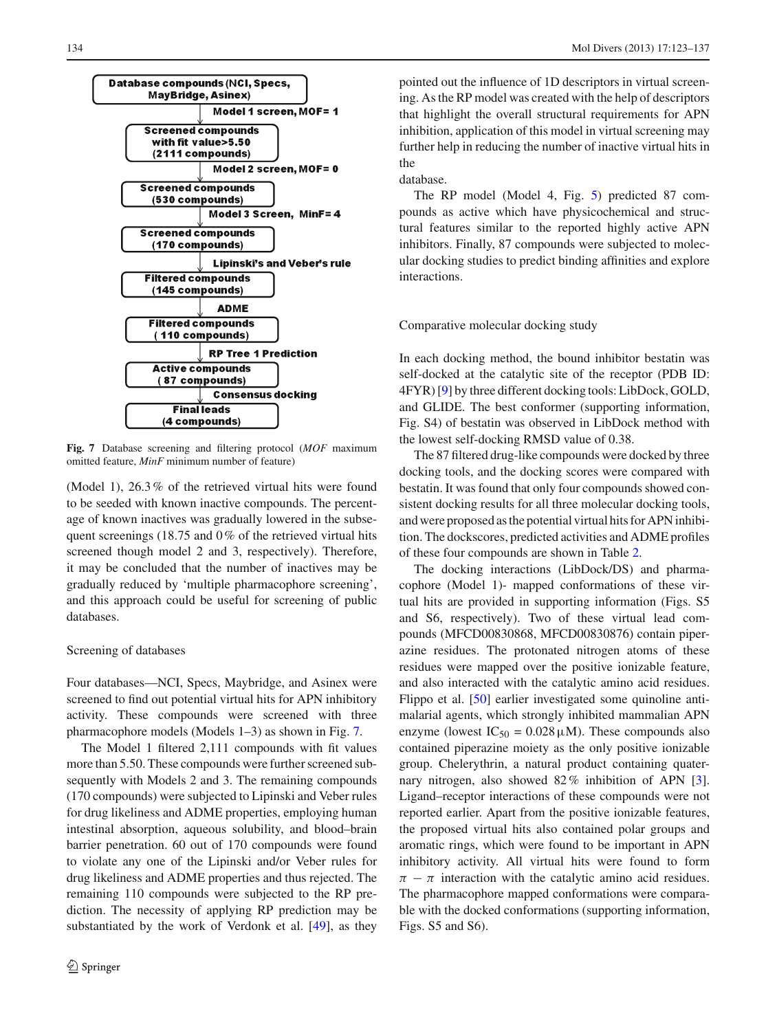Database compounds (NCI, Specs, MayBridge, Asinex)

↓ Model 1 screen, MOF= 1

Screened compounds with fit value>5.50 (2111 compounds)

↓ Model 2 screen, MOF= 0

Screened compounds (530 compounds)

↓ Model 3 Screen, MinF= 4

Screened compounds (170 compounds)

↓ Lipinski's and Veber's rule

Filtered compounds (145 compounds)

↓ ADME

Filtered compounds ( 110 compounds)

↓ RP Tree 1 Prediction

Active compounds ( 87 compounds)

↓ Consensus docking

Final leads (4 compounds)

**Fig. 7** Database screening and filtering protocol (*MOF* maximum omitted feature, *MinF* minimum number of feature)

(Model 1), 26.3 % of the retrieved virtual hits were found to be seeded with known inactive compounds. The percentage of known inactives was gradually lowered in the subsequent screenings (18.75 and 0 % of the retrieved virtual hits screened though model 2 and 3, respectively). Therefore, it may be concluded that the number of inactives may be gradually reduced by 'multiple pharmacophore screening', and this approach could be useful for screening of public databases.

## Screening of databases

Four databases—NCI, Specs, Maybridge, and Asinex were screened to find out potential virtual hits for APN inhibitory activity. These compounds were screened with three pharmacophore models (Models 1–3) as shown in Fig. 7.

The Model 1 filtered 2,111 compounds with fit values more than 5.50. These compounds were further screened subsequently with Models 2 and 3. The remaining compounds (170 compounds) were subjected to Lipinski and Veber rules for drug likeliness and ADME properties, employing human intestinal absorption, aqueous solubility, and blood–brain barrier penetration. 60 out of 170 compounds were found to violate any one of the Lipinski and/or Veber rules for drug likeliness and ADME properties and thus rejected. The remaining 110 compounds were subjected to the RP prediction. The necessity of applying RP prediction may be substantiated by the work of Verdonk et al. [49], as they pointed out the influence of 1D descriptors in virtual screening. As the RP model was created with the help of descriptors that highlight the overall structural requirements for APN inhibition, application of this model in virtual screening may further help in reducing the number of inactive virtual hits in the database.

The RP model (Model 4, Fig. 5) predicted 87 compounds as active which have physicochemical and structural features similar to the reported highly active APN inhibitors. Finally, 87 compounds were subjected to molecular docking studies to predict binding affinities and explore interactions.

## Comparative molecular docking study

In each docking method, the bound inhibitor bestatin was self-docked at the catalytic site of the receptor (PDB ID: 4FYR) [9] by three different docking tools: LibDock, GOLD, and GLIDE. The best conformer (supporting information, Fig. S4) of bestatin was observed in LibDock method with the lowest self-docking RMSD value of 0.38.

The 87 filtered drug-like compounds were docked by three docking tools, and the docking scores were compared with bestatin. It was found that only four compounds showed consistent docking results for all three molecular docking tools, and were proposed as the potential virtual hits for APN inhibition. The dockscores, predicted activities and ADME profiles of these four compounds are shown in Table 2.

The docking interactions (LibDock/DS) and pharmacophore (Model 1)- mapped conformations of these virtual hits are provided in supporting information (Figs. S5 and S6, respectively). Two of these virtual lead compounds (MFCD00830868, MFCD00830876) contain piperazine residues. The protonated nitrogen atoms of these residues were mapped over the positive ionizable feature, and also interacted with the catalytic amino acid residues. Flippo et al. [50] earlier investigated some quinoline antimalarial agents, which strongly inhibited mammalian APN enzyme (lowest $IC_{50}$ = 0.028 μM). These compounds also contained piperazine moiety as the only positive ionizable group. Chelerythrin, a natural product containing quaternary nitrogen, also showed 82 % inhibition of APN [3]. Ligand–receptor interactions of these compounds were not reported earlier. Apart from the positive ionizable features, the proposed virtual hits also contained polar groups and aromatic rings, which were found to be important in APN inhibitory activity. All virtual hits were found to form $\pi - \pi$ interaction with the catalytic amino acid residues. The pharmacophore mapped conformations were comparable with the docked conformations (supporting information, Figs. S5 and S6).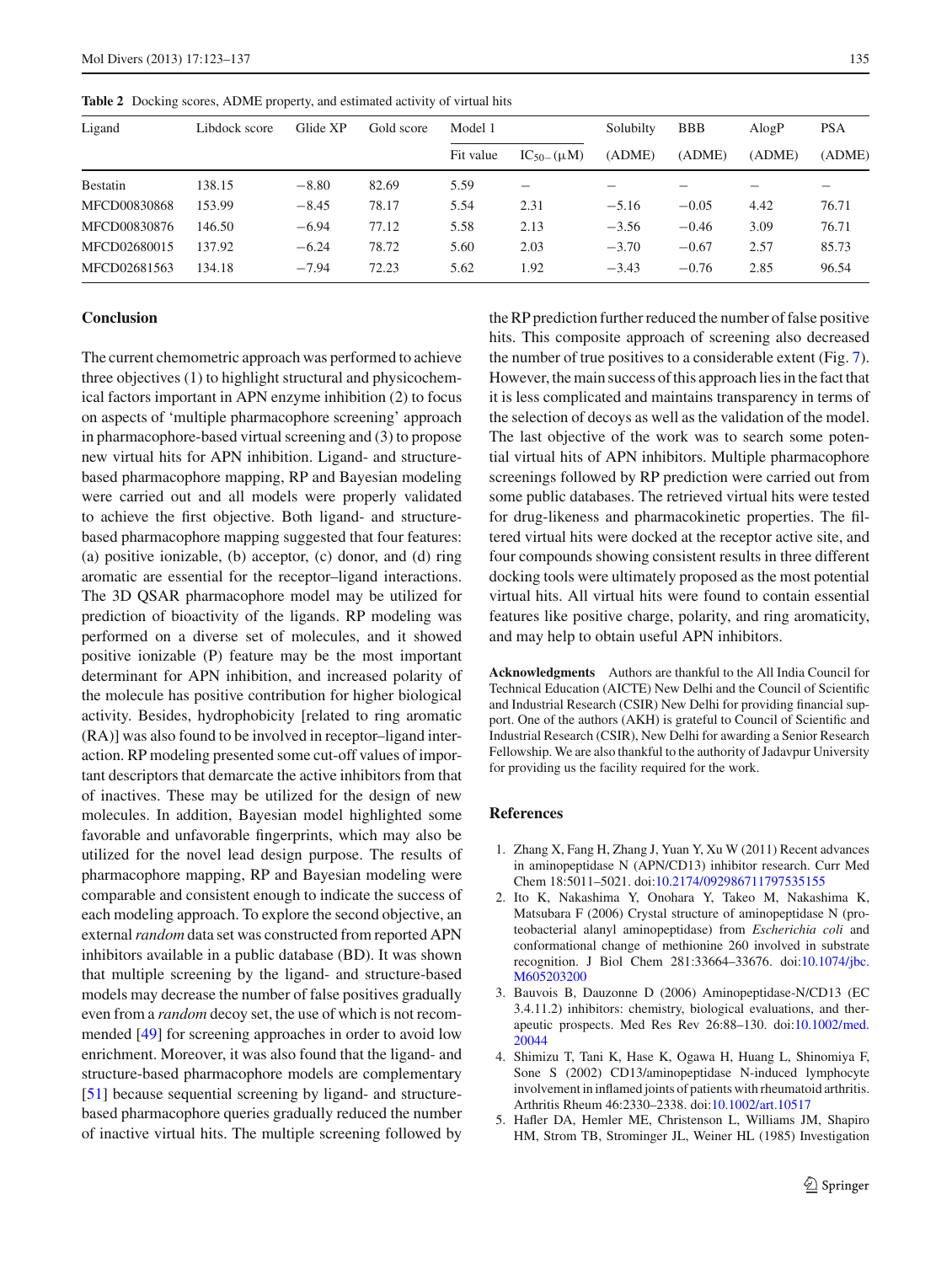**Table 2** Docking scores, ADME property, and estimated activity of virtual hits

| Ligand | Libdock score | Glide XP | Gold score | Model 1 | | Solubilty | BBB | AlogP | PSA |
|---|---|---|---|---|---|---|---|---|---|
| | | | | Fit value | $IC_{50-}$ (μM) | (ADME) | (ADME) | (ADME) | (ADME) |
| Bestatin | 138.15 | −8.80 | 82.69 | 5.59 | – | – | – | – | – |
| MFCD00830868 | 153.99 | −8.45 | 78.17 | 5.54 | 2.31 | −5.16 | −0.05 | 4.42 | 76.71 |
| MFCD00830876 | 146.50 | −6.94 | 77.12 | 5.58 | 2.13 | −3.56 | −0.46 | 3.09 | 76.71 |
| MFCD02680015 | 137.92 | −6.24 | 78.72 | 5.60 | 2.03 | −3.70 | −0.67 | 2.57 | 85.73 |
| MFCD02681563 | 134.18 | −7.94 | 72.23 | 5.62 | 1.92 | −3.43 | −0.76 | 2.85 | 96.54 |

## Conclusion

The current chemometric approach was performed to achieve three objectives (1) to highlight structural and physicochemical factors important in APN enzyme inhibition (2) to focus on aspects of 'multiple pharmacophore screening' approach in pharmacophore-based virtual screening and (3) to propose new virtual hits for APN inhibition. Ligand- and structure-based pharmacophore mapping, RP and Bayesian modeling were carried out and all models were properly validated to achieve the first objective. Both ligand- and structure-based pharmacophore mapping suggested that four features: (a) positive ionizable, (b) acceptor, (c) donor, and (d) ring aromatic are essential for the receptor–ligand interactions. The 3D QSAR pharmacophore model may be utilized for prediction of bioactivity of the ligands. RP modeling was performed on a diverse set of molecules, and it showed positive ionizable (P) feature may be the most important determinant for APN inhibition, and increased polarity of the molecule has positive contribution for higher biological activity. Besides, hydrophobicity [related to ring aromatic (RA)] was also found to be involved in receptor–ligand interaction. RP modeling presented some cut-off values of important descriptors that demarcate the active inhibitors from that of inactives. These may be utilized for the design of new molecules. In addition, Bayesian model highlighted some favorable and unfavorable fingerprints, which may also be utilized for the novel lead design purpose. The results of pharmacophore mapping, RP and Bayesian modeling were comparable and consistent enough to indicate the success of each modeling approach. To explore the second objective, an external *random* data set was constructed from reported APN inhibitors available in a public database (BD). It was shown that multiple screening by the ligand- and structure-based models may decrease the number of false positives gradually even from a *random* decoy set, the use of which is not recommended [49] for screening approaches in order to avoid low enrichment. Moreover, it was also found that the ligand- and structure-based pharmacophore models are complementary [51] because sequential screening by ligand- and structure-based pharmacophore queries gradually reduced the number of inactive virtual hits. The multiple screening followed by the RP prediction further reduced the number of false positive hits. This composite approach of screening also decreased the number of true positives to a considerable extent (Fig. 7). However, the main success of this approach lies in the fact that it is less complicated and maintains transparency in terms of the selection of decoys as well as the validation of the model. The last objective of the work was to search some potential virtual hits of APN inhibitors. Multiple pharmacophore screenings followed by RP prediction were carried out from some public databases. The retrieved virtual hits were tested for drug-likeness and pharmacokinetic properties. The filtered virtual hits were docked at the receptor active site, and four compounds showing consistent results in three different docking tools were ultimately proposed as the most potential virtual hits. All virtual hits were found to contain essential features like positive charge, polarity, and ring aromaticity, and may help to obtain useful APN inhibitors.

**Acknowledgments** Authors are thankful to the All India Council for Technical Education (AICTE) New Delhi and the Council of Scientific and Industrial Research (CSIR) New Delhi for providing financial support. One of the authors (AKH) is grateful to Council of Scientific and Industrial Research (CSIR), New Delhi for awarding a Senior Research Fellowship. We are also thankful to the authority of Jadavpur University for providing us the facility required for the work.

## References

1. Zhang X, Fang H, Zhang J, Yuan Y, Xu W (2011) Recent advances in aminopeptidase N (APN/CD13) inhibitor research. Curr Med Chem 18:5011–5021. doi:10.2174/092986711797535155
2. Ito K, Nakashima Y, Onohara Y, Takeo M, Nakashima K, Matsubara F (2006) Crystal structure of aminopeptidase N (proteobacterial alanyl aminopeptidase) from *Escherichia coli* and conformational change of methionine 260 involved in substrate recognition. J Biol Chem 281:33664–33676. doi:10.1074/jbc.M605203200
3. Bauvois B, Dauzonne D (2006) Aminopeptidase-N/CD13 (EC 3.4.11.2) inhibitors: chemistry, biological evaluations, and therapeutic prospects. Med Res Rev 26:88–130. doi:10.1002/med.20044
4. Shimizu T, Tani K, Hase K, Ogawa H, Huang L, Shinomiya F, Sone S (2002) CD13/aminopeptidase N-induced lymphocyte involvement in inflamed joints of patients with rheumatoid arthritis. Arthritis Rheum 46:2330–2338. doi:10.1002/art.10517
5. Hafler DA, Hemler ME, Christenson L, Williams JM, Shapiro HM, Strom TB, Strominger JL, Weiner HL (1985) Investigation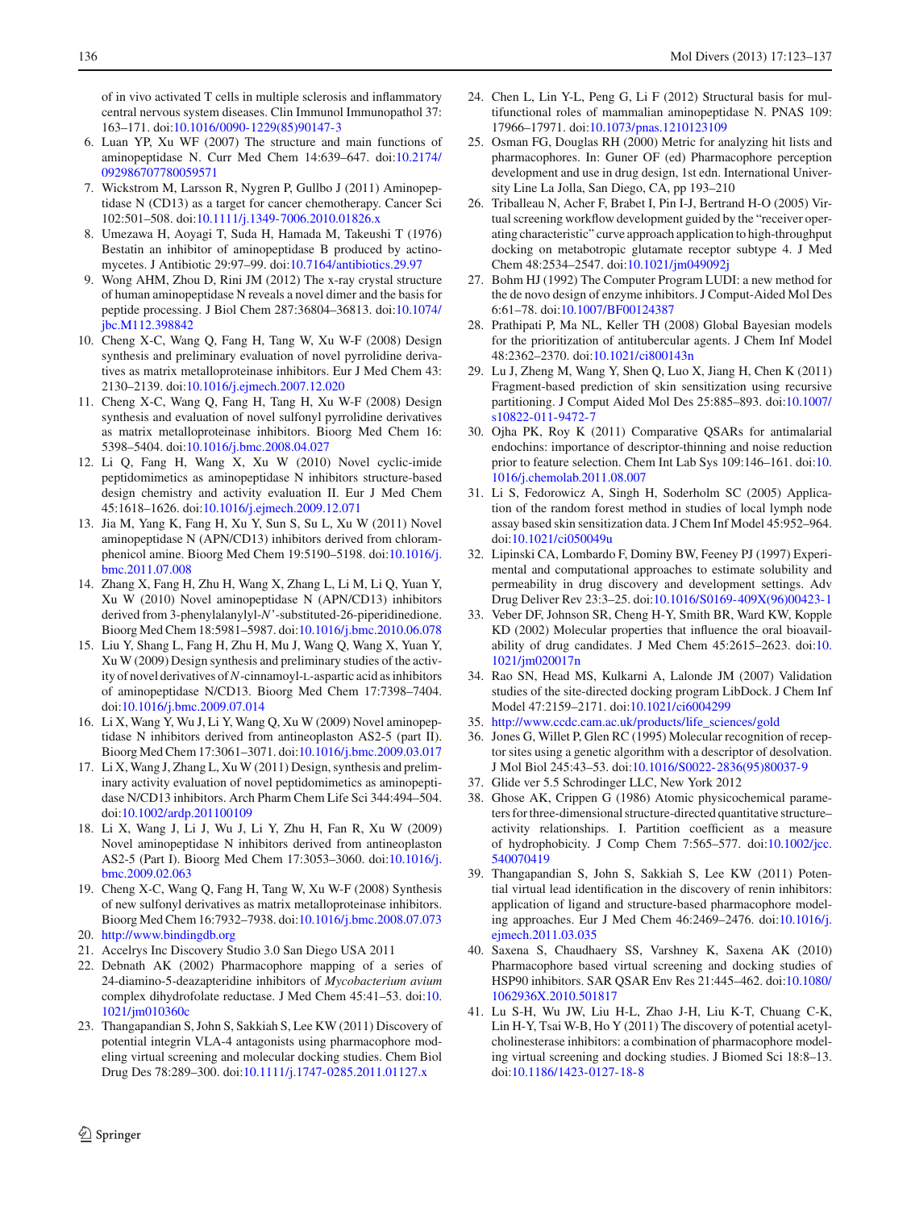of in vivo activated T cells in multiple sclerosis and inflammatory central nervous system diseases. Clin Immunol Immunopathol 37: 163–171. doi:10.1016/0090-1229(85)90147-3

6. Luan YP, Xu WF (2007) The structure and main functions of aminopeptidase N. Curr Med Chem 14:639–647. doi:10.2174/092986707780059571
7. Wickstrom M, Larsson R, Nygren P, Gullbo J (2011) Aminopeptidase N (CD13) as a target for cancer chemotherapy. Cancer Sci 102:501–508. doi:10.1111/j.1349-7006.2010.01826.x
8. Umezawa H, Aoyagi T, Suda H, Hamada M, Takeushi T (1976) Bestatin an inhibitor of aminopeptidase B produced by actinomycetes. J Antibiotic 29:97–99. doi:10.7164/antibiotics.29.97
9. Wong AHM, Zhou D, Rini JM (2012) The x-ray crystal structure of human aminopeptidase N reveals a novel dimer and the basis for peptide processing. J Biol Chem 287:36804–36813. doi:10.1074/jbc.M112.398842
10. Cheng X-C, Wang Q, Fang H, Tang W, Xu W-F (2008) Design synthesis and preliminary evaluation of novel pyrrolidine derivatives as matrix metalloproteinase inhibitors. Eur J Med Chem 43: 2130–2139. doi:10.1016/j.ejmech.2007.12.020
11. Cheng X-C, Wang Q, Fang H, Tang H, Xu W-F (2008) Design synthesis and evaluation of novel sulfonyl pyrrolidine derivatives as matrix metalloproteinase inhibitors. Bioorg Med Chem 16: 5398–5404. doi:10.1016/j.bmc.2008.04.027
12. Li Q, Fang H, Wang X, Xu W (2010) Novel cyclic-imide peptidomimetics as aminopeptidase N inhibitors structure-based design chemistry and activity evaluation II. Eur J Med Chem 45:1618–1626. doi:10.1016/j.ejmech.2009.12.071
13. Jia M, Yang K, Fang H, Xu Y, Sun S, Su L, Xu W (2011) Novel aminopeptidase N (APN/CD13) inhibitors derived from chloramphenicol amine. Bioorg Med Chem 19:5190–5198. doi:10.1016/j.bmc.2011.07.008
14. Zhang X, Fang H, Zhu H, Wang X, Zhang L, Li M, Li Q, Yuan Y, Xu W (2010) Novel aminopeptidase N (APN/CD13) inhibitors derived from 3-phenylalanylyl-*N*'-substituted-26-piperidinedione. Bioorg Med Chem 18:5981–5987. doi:10.1016/j.bmc.2010.06.078
15. Liu Y, Shang L, Fang H, Zhu H, Mu J, Wang Q, Wang X, Yuan Y, Xu W (2009) Design synthesis and preliminary studies of the activity of novel derivatives of *N*-cinnamoyl-L-aspartic acid as inhibitors of aminopeptidase N/CD13. Bioorg Med Chem 17:7398–7404. doi:10.1016/j.bmc.2009.07.014
16. Li X, Wang Y, Wu J, Li Y, Wang Q, Xu W (2009) Novel aminopeptidase N inhibitors derived from antineoplaston AS2-5 (part II). Bioorg Med Chem 17:3061–3071. doi:10.1016/j.bmc.2009.03.017
17. Li X, Wang J, Zhang L, Xu W (2011) Design, synthesis and preliminary activity evaluation of novel peptidomimetics as aminopeptidase N/CD13 inhibitors. Arch Pharm Chem Life Sci 344:494–504. doi:10.1002/ardp.201100109
18. Li X, Wang J, Li J, Wu J, Li Y, Zhu H, Fan R, Xu W (2009) Novel aminopeptidase N inhibitors derived from antineoplaston AS2-5 (Part I). Bioorg Med Chem 17:3053–3060. doi:10.1016/j.bmc.2009.02.063
19. Cheng X-C, Wang Q, Fang H, Tang W, Xu W-F (2008) Synthesis of new sulfonyl derivatives as matrix metalloproteinase inhibitors. Bioorg Med Chem 16:7932–7938. doi:10.1016/j.bmc.2008.07.073
20. http://www.bindingdb.org
21. Accelrys Inc Discovery Studio 3.0 San Diego USA 2011
22. Debnath AK (2002) Pharmacophore mapping of a series of 24-diamino-5-deazapteridine inhibitors of *Mycobacterium avium* complex dihydrofolate reductase. J Med Chem 45:41–53. doi:10.1021/jm010360c
23. Thangapandian S, John S, Sakkiah S, Lee KW (2011) Discovery of potential integrin VLA-4 antagonists using pharmacophore modeling virtual screening and molecular docking studies. Chem Biol Drug Des 78:289–300. doi:10.1111/j.1747-0285.2011.01127.x
24. Chen L, Lin Y-L, Peng G, Li F (2012) Structural basis for multifunctional roles of mammalian aminopeptidase N. PNAS 109: 17966–17971. doi:10.1073/pnas.1210123109
25. Osman FG, Douglas RH (2000) Metric for analyzing hit lists and pharmacophores. In: Guner OF (ed) Pharmacophore perception development and use in drug design, 1st edn. International University Line La Jolla, San Diego, CA, pp 193–210
26. Triballeau N, Acher F, Brabet I, Pin I-J, Bertrand H-O (2005) Virtual screening workflow development guided by the "receiver operating characteristic" curve approach application to high-throughput docking on metabotropic glutamate receptor subtype 4. J Med Chem 48:2534–2547. doi:10.1021/jm049092j
27. Bohm HJ (1992) The Computer Program LUDI: a new method for the de novo design of enzyme inhibitors. J Comput-Aided Mol Des 6:61–78. doi:10.1007/BF00124387
28. Prathipati P, Ma NL, Keller TH (2008) Global Bayesian models for the prioritization of antitubercular agents. J Chem Inf Model 48:2362–2370. doi:10.1021/ci800143n
29. Lu J, Zheng M, Wang Y, Shen Q, Luo X, Jiang H, Chen K (2011) Fragment-based prediction of skin sensitization using recursive partitioning. J Comput Aided Mol Des 25:885–893. doi:10.1007/s10822-011-9472-7
30. Ojha PK, Roy K (2011) Comparative QSARs for antimalarial endochins: importance of descriptor-thinning and noise reduction prior to feature selection. Chem Int Lab Sys 109:146–161. doi:10.1016/j.chemolab.2011.08.007
31. Li S, Fedorowicz A, Singh H, Soderholm SC (2005) Application of the random forest method in studies of local lymph node assay based skin sensitization data. J Chem Inf Model 45:952–964. doi:10.1021/ci050049u
32. Lipinski CA, Lombardo F, Dominy BW, Feeney PJ (1997) Experimental and computational approaches to estimate solubility and permeability in drug discovery and development settings. Adv Drug Deliver Rev 23:3–25. doi:10.1016/S0169-409X(96)00423-1
33. Veber DF, Johnson SR, Cheng H-Y, Smith BR, Ward KW, Kopple KD (2002) Molecular properties that influence the oral bioavailability of drug candidates. J Med Chem 45:2615–2623. doi:10.1021/jm020017n
34. Rao SN, Head MS, Kulkarni A, Lalonde JM (2007) Validation studies of the site-directed docking program LibDock. J Chem Inf Model 47:2159–2171. doi:10.1021/ci6004299
35. http://www.ccdc.cam.ac.uk/products/life_sciences/gold
36. Jones G, Willet P, Glen RC (1995) Molecular recognition of receptor sites using a genetic algorithm with a descriptor of desolvation. J Mol Biol 245:43–53. doi:10.1016/S0022-2836(95)80037-9
37. Glide ver 5.5 Schrodinger LLC, New York 2012
38. Ghose AK, Crippen G (1986) Atomic physicochemical parameters for three-dimensional structure-directed quantitative structure–activity relationships. I. Partition coefficient as a measure of hydrophobicity. J Comp Chem 7:565–577. doi:10.1002/jcc.540070419
39. Thangapandian S, John S, Sakkiah S, Lee KW (2011) Potential virtual lead identification in the discovery of renin inhibitors: application of ligand and structure-based pharmacophore modeling approaches. Eur J Med Chem 46:2469–2476. doi:10.1016/j.ejmech.2011.03.035
40. Saxena S, Chaudhaery SS, Varshney K, Saxena AK (2010) Pharmacophore based virtual screening and docking studies of HSP90 inhibitors. SAR QSAR Env Res 21:445–462. doi:10.1080/1062936X.2010.501817
41. Lu S-H, Wu JW, Liu H-L, Zhao J-H, Liu K-T, Chuang C-K, Lin H-Y, Tsai W-B, Ho Y (2011) The discovery of potential acetylcholinesterase inhibitors: a combination of pharmacophore modeling virtual screening and docking studies. J Biomed Sci 18:8–13. doi:10.1186/1423-0127-18-8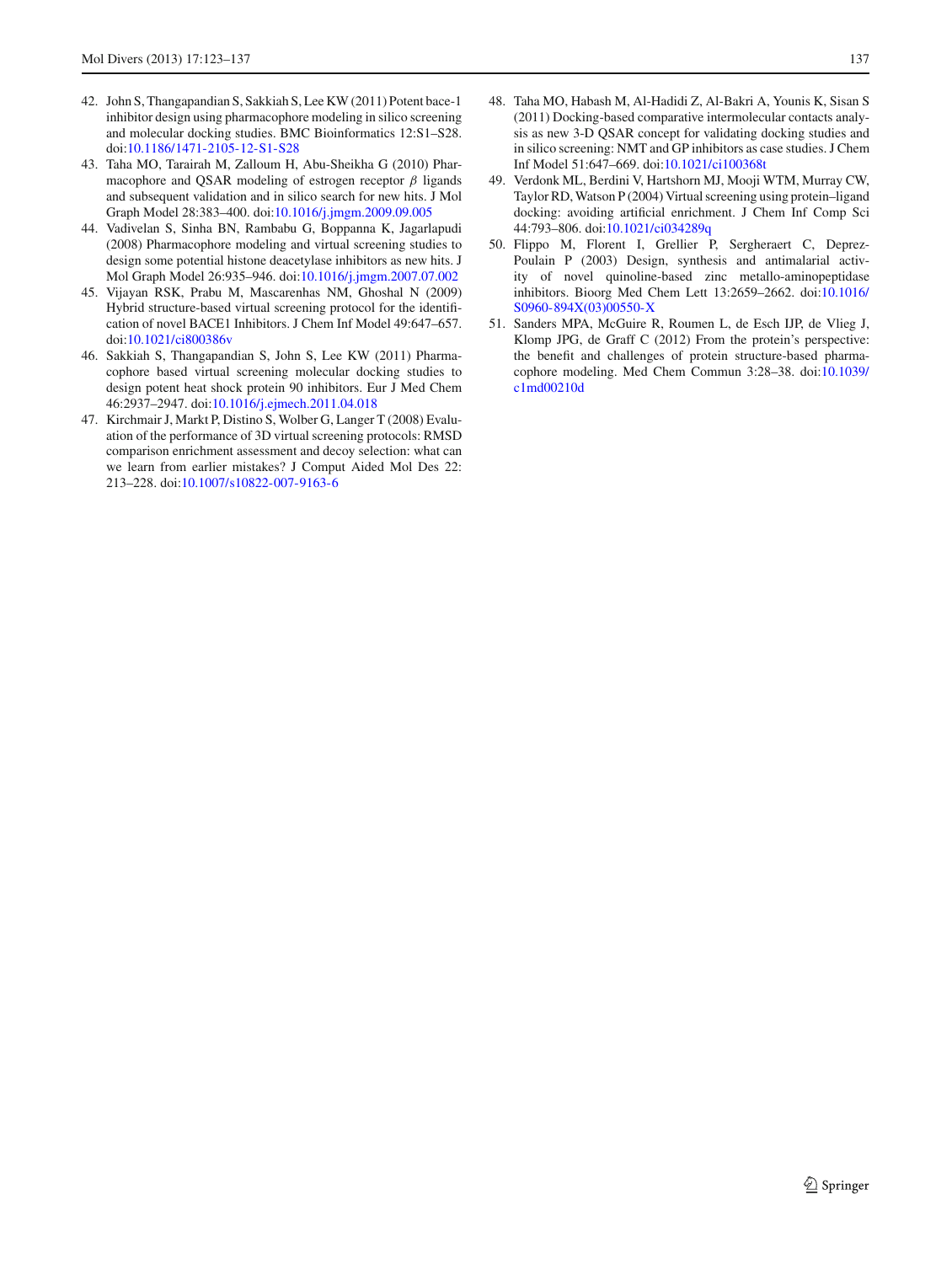42. John S, Thangapandian S, Sakkiah S, Lee KW (2011) Potent bace-1 inhibitor design using pharmacophore modeling in silico screening and molecular docking studies. BMC Bioinformatics 12:S1–S28. doi:10.1186/1471-2105-12-S1-S28
43. Taha MO, Tarairah M, Zalloum H, Abu-Sheikha G (2010) Pharmacophore and QSAR modeling of estrogen receptor $\beta$ ligands and subsequent validation and in silico search for new hits. J Mol Graph Model 28:383–400. doi:10.1016/j.jmgm.2009.09.005
44. Vadivelan S, Sinha BN, Rambabu G, Boppanna K, Jagarlapudi (2008) Pharmacophore modeling and virtual screening studies to design some potential histone deacetylase inhibitors as new hits. J Mol Graph Model 26:935–946. doi:10.1016/j.jmgm.2007.07.002
45. Vijayan RSK, Prabu M, Mascarenhas NM, Ghoshal N (2009) Hybrid structure-based virtual screening protocol for the identification of novel BACE1 Inhibitors. J Chem Inf Model 49:647–657. doi:10.1021/ci800386v
46. Sakkiah S, Thangapandian S, John S, Lee KW (2011) Pharmacophore based virtual screening molecular docking studies to design potent heat shock protein 90 inhibitors. Eur J Med Chem 46:2937–2947. doi:10.1016/j.ejmech.2011.04.018
47. Kirchmair J, Markt P, Distino S, Wolber G, Langer T (2008) Evaluation of the performance of 3D virtual screening protocols: RMSD comparison enrichment assessment and decoy selection: what can we learn from earlier mistakes? J Comput Aided Mol Des 22: 213–228. doi:10.1007/s10822-007-9163-6
48. Taha MO, Habash M, Al-Hadidi Z, Al-Bakri A, Younis K, Sisan S (2011) Docking-based comparative intermolecular contacts analysis as new 3-D QSAR concept for validating docking studies and in silico screening: NMT and GP inhibitors as case studies. J Chem Inf Model 51:647–669. doi:10.1021/ci100368t
49. Verdonk ML, Berdini V, Hartshorn MJ, Mooji WTM, Murray CW, Taylor RD, Watson P (2004) Virtual screening using protein–ligand docking: avoiding artificial enrichment. J Chem Inf Comp Sci 44:793–806. doi:10.1021/ci034289q
50. Flippo M, Florent I, Grellier P, Sergheraert C, Deprez-Poulain P (2003) Design, synthesis and antimalarial activity of novel quinoline-based zinc metallo-aminopeptidase inhibitors. Bioorg Med Chem Lett 13:2659–2662. doi:10.1016/S0960-894X(03)00550-X
51. Sanders MPA, McGuire R, Roumen L, de Esch IJP, de Vlieg J, Klomp JPG, de Graff C (2012) From the protein's perspective: the benefit and challenges of protein structure-based pharmacophore modeling. Med Chem Commun 3:28–38. doi:10.1039/c1md00210d